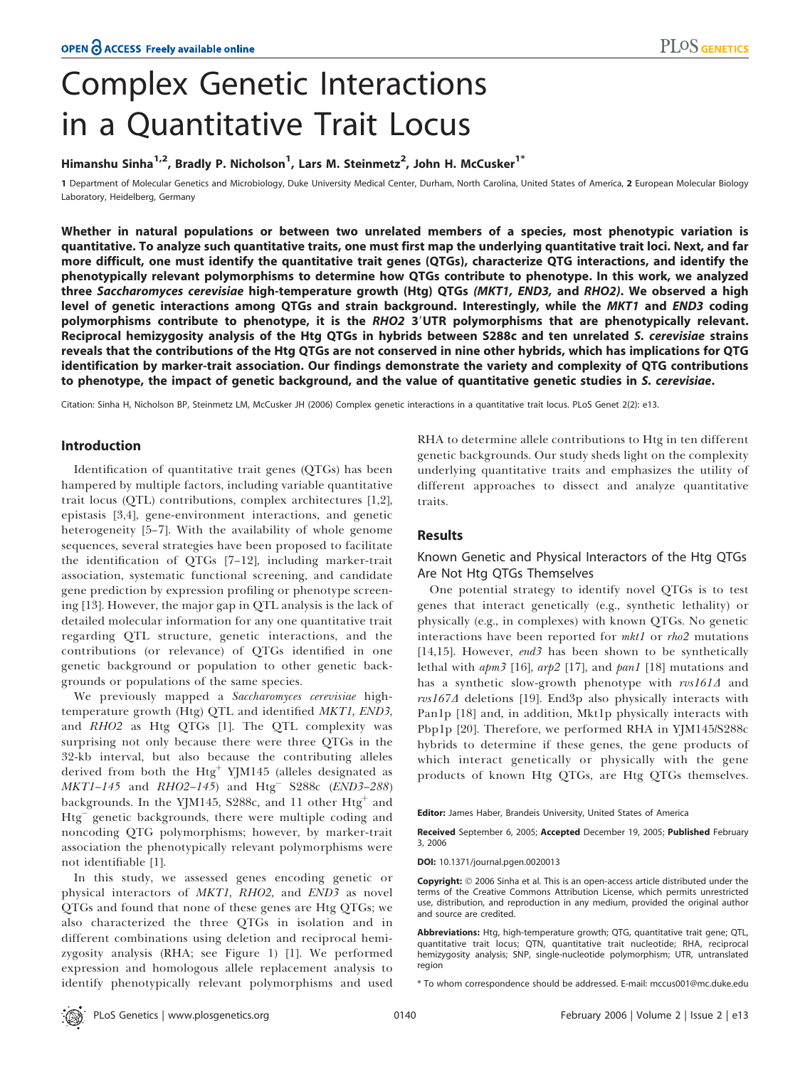# Complex Genetic Interactions in a Quantitative Trait Locus

**Himanshu Sinha[1,2], Bradly P. Nicholson[1], Lars M. Steinmetz[2], John H. McCusker[1*]**

1 Department of Molecular Genetics and Microbiology, Duke University Medical Center, Durham, North Carolina, United States of America, 2 European Molecular Biology Laboratory, Heidelberg, Germany

**Whether in natural populations or between two unrelated members of a species, most phenotypic variation is quantitative. To analyze such quantitative traits, one must first map the underlying quantitative trait loci. Next, and far more difficult, one must identify the quantitative trait genes (QTGs), characterize QTG interactions, and identify the phenotypically relevant polymorphisms to determine how QTGs contribute to phenotype. In this work, we analyzed three *Saccharomyces cerevisiae* high-temperature growth (Htg) QTGs (*MKT1, END3,* and *RHO2*). We observed a high level of genetic interactions among QTGs and strain background. Interestingly, while the *MKT1* and *END3* coding polymorphisms contribute to phenotype, it is the *RHO2* 3′UTR polymorphisms that are phenotypically relevant. Reciprocal hemizygosity analysis of the Htg QTGs in hybrids between S288c and ten unrelated *S. cerevisiae* strains reveals that the contributions of the Htg QTGs are not conserved in nine other hybrids, which has implications for QTG identification by marker-trait association. Our findings demonstrate the variety and complexity of QTG contributions to phenotype, the impact of genetic background, and the value of quantitative genetic studies in *S. cerevisiae*.**

Citation: Sinha H, Nicholson BP, Steinmetz LM, McCusker JH (2006) Complex genetic interactions in a quantitative trait locus. PLoS Genet 2(2): e13.

## Introduction

Identification of quantitative trait genes (QTGs) has been hampered by multiple factors, including variable quantitative trait locus (QTL) contributions, complex architectures [1,2], epistasis [3,4], gene-environment interactions, and genetic heterogeneity [5–7]. With the availability of whole genome sequences, several strategies have been proposed to facilitate the identification of QTGs [7–12], including marker-trait association, systematic functional screening, and candidate gene prediction by expression profiling or phenotype screening [13]. However, the major gap in QTL analysis is the lack of detailed molecular information for any one quantitative trait regarding QTL structure, genetic interactions, and the contributions (or relevance) of QTGs identified in one genetic background or population to other genetic backgrounds or populations of the same species.

We previously mapped a *Saccharomyces cerevisiae* high-temperature growth (Htg) QTL and identified *MKT1, END3,* and *RHO2* as Htg QTGs [1]. The QTL complexity was surprising not only because there were three QTGs in the 32-kb interval, but also because the contributing alleles derived from both the Htg$^+$ YJM145 (alleles designated as *MKT1–145* and *RHO2–145*) and Htg$^-$ S288c (*END3–288*) backgrounds. In the YJM145, S288c, and 11 other Htg$^+$ and Htg$^-$ genetic backgrounds, there were multiple coding and noncoding QTG polymorphisms; however, by marker-trait association the phenotypically relevant polymorphisms were not identifiable [1].

In this study, we assessed genes encoding genetic or physical interactors of *MKT1, RHO2,* and *END3* as novel QTGs and found that none of these genes are Htg QTGs; we also characterized the three QTGs in isolation and in different combinations using deletion and reciprocal hemizygosity analysis (RHA; see Figure 1) [1]. We performed expression and homologous allele replacement analysis to identify phenotypically relevant polymorphisms and used RHA to determine allele contributions to Htg in ten different genetic backgrounds. Our study sheds light on the complexity underlying quantitative traits and emphasizes the utility of different approaches to dissect and analyze quantitative traits.

## Results

### Known Genetic and Physical Interactors of the Htg QTGs Are Not Htg QTGs Themselves

One potential strategy to identify novel QTGs is to test genes that interact genetically (e.g., synthetic lethality) or physically (e.g., in complexes) with known QTGs. No genetic interactions have been reported for *mkt1* or *rho2* mutations [14,15]. However, *end3* has been shown to be synthetically lethal with *apm3* [16], *arp2* [17], and *pan1* [18] mutations and has a synthetic slow-growth phenotype with *rvs161Δ* and *rvs167Δ* deletions [19]. End3p also physically interacts with Pan1p [18] and, in addition, Mkt1p physically interacts with Pbp1p [20]. Therefore, we performed RHA in YJM145/S288c hybrids to determine if these genes, the gene products of which interact genetically or physically with the gene products of known Htg QTGs, are Htg QTGs themselves.

Editor: James Haber, Brandeis University, United States of America

Received September 6, 2005; Accepted December 19, 2005; Published February 3, 2006

DOI: 10.1371/journal.pgen.0020013

Copyright: © 2006 Sinha et al. This is an open-access article distributed under the terms of the Creative Commons Attribution License, which permits unrestricted use, distribution, and reproduction in any medium, provided the original author and source are credited.

Abbreviations: Htg, high-temperature growth; QTG, quantitative trait gene; QTL, quantitative trait locus; QTN, quantitative trait nucleotide; RHA, reciprocal hemizygosity analysis; SNP, single-nucleotide polymorphism; UTR, untranslated region

\* To whom correspondence should be addressed. E-mail: mccus001@mc.duke.edu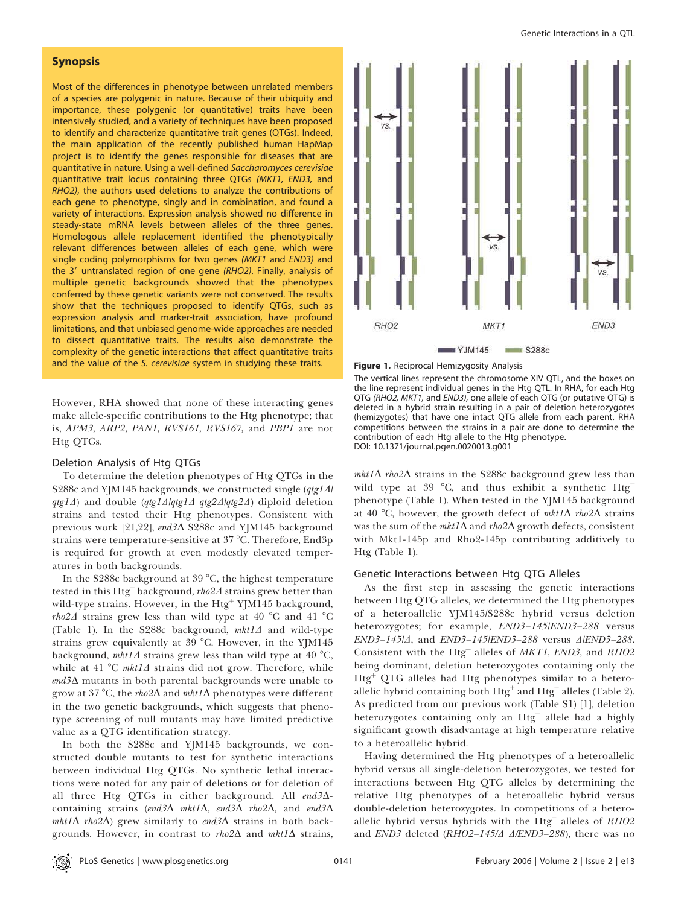## Synopsis

Most of the differences in phenotype between unrelated members of a species are polygenic in nature. Because of their ubiquity and importance, these polygenic (or quantitative) traits have been intensively studied, and a variety of techniques have been proposed to identify and characterize quantitative trait genes (QTGs). Indeed, the main application of the recently published human HapMap project is to identify the genes responsible for diseases that are quantitative in nature. Using a well-defined *Saccharomyces cerevisiae* quantitative trait locus containing three QTGs *(MKT1, END3,* and *RHO2)*, the authors used deletions to analyze the contributions of each gene to phenotype, singly and in combination, and found a variety of interactions. Expression analysis showed no difference in steady-state mRNA levels between alleles of the three genes. Homologous allele replacement identified the phenotypically relevant differences between alleles of each gene, which were single coding polymorphisms for two genes *(MKT1* and *END3)* and the 3′ untranslated region of one gene *(RHO2)*. Finally, analysis of multiple genetic backgrounds showed that the phenotypes conferred by these genetic variants were not conserved. The results show that the techniques proposed to identify QTGs, such as expression analysis and marker-trait association, have profound limitations, and that unbiased genome-wide approaches are needed to dissect quantitative traits. The results also demonstrate the complexity of the genetic interactions that affect quantitative traits and the value of the *S. cerevisiae* system in studying these traits.

However, RHA showed that none of these interacting genes make allele-specific contributions to the Htg phenotype; that is, *APM3, ARP2, PAN1, RVS161, RVS167,* and *PBP1* are not Htg QTGs.

### Deletion Analysis of Htg QTGs

To determine the deletion phenotypes of Htg QTGs in the S288c and YJM145 backgrounds, we constructed single (*qtg1Δ/qtg1Δ*) and double (*qtg1Δ/qtg1Δ qtg2Δ/qtg2Δ*) diploid deletion strains and tested their Htg phenotypes. Consistent with previous work [21,22], *end3Δ* S288c and YJM145 background strains were temperature-sensitive at 37 °C. Therefore, End3p is required for growth at even modestly elevated temperatures in both backgrounds.

In the S288c background at 39 °C, the highest temperature tested in this Htg$^-$ background, *rho2Δ* strains grew better than wild-type strains. However, in the Htg$^+$ YJM145 background, *rho2Δ* strains grew less than wild type at 40 °C and 41 °C (Table 1). In the S288c background, *mkt1Δ* and wild-type strains grew equivalently at 39 °C. However, in the YJM145 background, *mkt1Δ* strains grew less than wild type at 40 °C, while at 41 °C *mkt1Δ* strains did not grow. Therefore, while *end3Δ* mutants in both parental backgrounds were unable to grow at 37 °C, the *rho2Δ* and *mkt1Δ* phenotypes were different in the two genetic backgrounds, which suggests that phenotype screening of null mutants may have limited predictive value as a QTG identification strategy.

In both the S288c and YJM145 backgrounds, we constructed double mutants to test for synthetic interactions between individual Htg QTGs. No synthetic lethal interactions were noted for any pair of deletions or for deletion of all three Htg QTGs in either background. All *end3Δ*-containing strains (*end3Δ mkt1Δ*, *end3Δ rho2Δ*, and *end3Δ mkt1Δ rho2Δ*) grew similarly to *end3Δ* strains in both backgrounds. However, in contrast to *rho2Δ* and *mkt1Δ* strains, *mkt1Δ rho2Δ* strains in the S288c background grew less than wild type at 39 °C, and thus exhibit a synthetic Htg$^-$ phenotype (Table 1). When tested in the YJM145 background at 40 °C, however, the growth defect of *mkt1Δ rho2Δ* strains was the sum of the *mkt1Δ* and *rho2Δ* growth defects, consistent with Mkt1-145p and Rho2-145p contributing additively to Htg (Table 1).

### Genetic Interactions between Htg QTG Alleles

As the first step in assessing the genetic interactions between Htg QTG alleles, we determined the Htg phenotypes of a heteroallelic YJM145/S288c hybrid versus deletion heterozygotes; for example, *END3–145/END3–288* versus *END3–145/Δ*, and *END3–145/END3–288* versus *Δ/END3–288*. Consistent with the Htg$^+$ alleles of *MKT1, END3,* and *RHO2* being dominant, deletion heterozygotes containing only the Htg$^+$ QTG alleles had Htg phenotypes similar to a heteroallelic hybrid containing both Htg$^+$ and Htg$^-$ alleles (Table 2). As predicted from our previous work (Table S1) [1], deletion heterozygotes containing only an Htg$^-$ allele had a highly significant growth disadvantage at high temperature relative to a heteroallelic hybrid.

Having determined the Htg phenotypes of a heteroallelic hybrid versus all single-deletion heterozygotes, we tested for interactions between Htg QTG alleles by determining the relative Htg phenotypes of a heteroallelic hybrid versus double-deletion heterozygotes. In competitions of a heteroallelic hybrid versus hybrids with the Htg$^-$ alleles of *RHO2* and *END3* deleted (*RHO2–145/Δ Δ/END3–288*), there was no

**Figure 1.** Reciprocal Hemizygosity Analysis

The vertical lines represent the chromosome XIV QTL, and the boxes on the line represent individual genes in the Htg QTL. In RHA, for each Htg QTG *(RHO2, MKT1,* and *END3)*, one allele of each QTG (or putative QTG) is deleted in a hybrid strain resulting in a pair of deletion heterozygotes (hemizygotes) that have one intact QTG allele from each parent. RHA competitions between the strains in a pair are done to determine the contribution of each Htg allele to the Htg phenotype.

DOI: 10.1371/journal.pgen.0020013.g001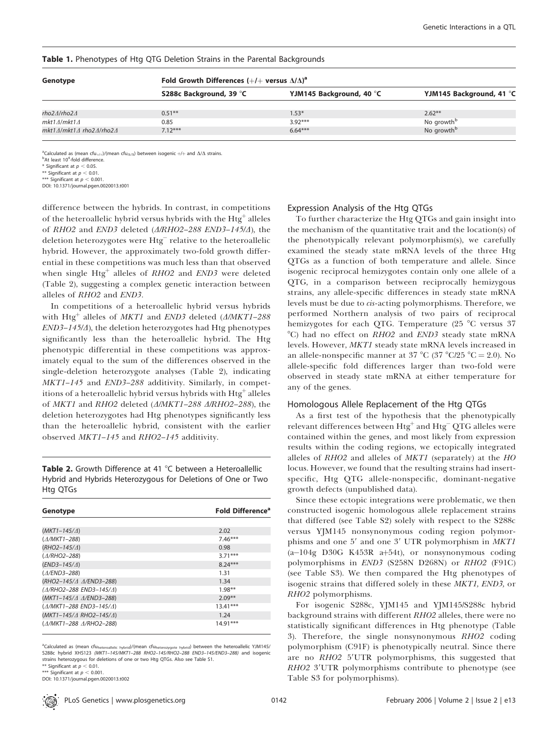**Table 1.** Phenotypes of Htg QTG Deletion Strains in the Parental Backgrounds

| Genotype | Fold Growth Differences (+/+ versus Δ/Δ)[a] | | |
|---|---|---|---|
| | S288c Background, 39 °C | YJM145 Background, 40 °C | YJM145 Background, 41 °C |
| *rho2Δ/rho2Δ* | 0.51** | 1.53* | 2.62** |
| *mkt1Δ/mkt1Δ* | 0.85 | 3.92*** | No growth[b] |
| *mkt1Δ/mkt1Δ rho2Δ/rho2Δ* | 7.12*** | 6.64*** | No growth[b] |

[a]Calculated as (mean $cfu_{+/+}$)/(mean $cfu_{Δ/Δ}$) between isogenic +/+ and Δ/Δ strains.
[b]At least $10^4$-fold difference.
* Significant at $p < 0.05$.
** Significant at $p < 0.01$.
*** Significant at $p < 0.001$.
DOI: 10.1371/journal.pgen.0020013.t001

difference between the hybrids. In contrast, in competitions of the heteroallelic hybrid versus hybrids with the $Htg^+$ alleles of *RHO2* and *END3* deleted (*Δ/RHO2–288 END3–145/Δ*), the deletion heterozygotes were $Htg^-$ relative to the heteroallelic hybrid. However, the approximately two-fold growth differential in these competitions was much less than that observed when single $Htg^+$ alleles of *RHO2* and *END3* were deleted (Table 2), suggesting a complex genetic interaction between alleles of *RHO2* and *END3*.

In competitions of a heteroallelic hybrid versus hybrids with $Htg^+$ alleles of *MKT1* and *END3* deleted (*Δ/MKT1–288 END3–145/Δ*), the deletion heterozygotes had Htg phenotypes significantly less than the heteroallelic hybrid. The Htg phenotypic differential in these competitions was approximately equal to the sum of the differences observed in the single-deletion heterozygote analyses (Table 2), indicating *MKT1–145* and *END3–288* additivity. Similarly, in competitions of a heteroallelic hybrid versus hybrids with $Htg^+$ alleles of *MKT1* and *RHO2* deleted (*Δ/MKT1–288 Δ/RHO2–288*), the deletion heterozygotes had Htg phenotypes significantly less than the heteroallelic hybrid, consistent with the earlier observed *MKT1–145* and *RHO2–145* additivity.

**Table 2.** Growth Difference at 41 °C between a Heteroallelic Hybrid and Hybrids Heterozygous for Deletions of One or Two Htg QTGs

| Genotype | Fold Difference[a] |
|---|---|
| (*MKT1–145/Δ*) | 2.02 |
| (*Δ/MKT1–288*) | 7.46*** |
| (*RHO2–145/Δ*) | 0.98 |
| (*Δ/RHO2–288*) | 3.71*** |
| (*END3–145/Δ*) | 8.24*** |
| (*Δ/END3–288*) | 1.31 |
| (*RHO2–145/Δ Δ/END3–288*) | 1.34 |
| (*Δ/RHO2–288 END3–145/Δ*) | 1.98** |
| (*MKT1–145/Δ Δ/END3–288*) | 2.09** |
| (*Δ/MKT1–288 END3–145/Δ*) | 13.41*** |
| (*MKT1–145/Δ RHO2–145/Δ*) | 1.24 |
| (*Δ/MKT1–288 Δ/RHO2–288*) | 14.91*** |

[a]Calculated as (mean $cfu_{heteroallelic\ hybrid}$)/(mean $cfu_{heterozygote\ hybrid}$) between the heteroallelic YJM145/S288c hybrid XHS123 (*MKT1–145/MKT1–288 RHO2–145/RHO2–288 END3–145/END3–288*) and isogenic strains heterozygous for deletions of one or two Htg QTGs. Also see Table S1.
** Significant at $p < 0.01$.
*** Significant at $p < 0.001$.
DOI: 10.1371/journal.pgen.0020013.t002

## Expression Analysis of the Htg QTGs

To further characterize the Htg QTGs and gain insight into the mechanism of the quantitative trait and the location(s) of the phenotypically relevant polymorphism(s), we carefully examined the steady state mRNA levels of the three Htg QTGs as a function of both temperature and allele. Since isogenic reciprocal hemizygotes contain only one allele of a QTG, in a comparison between reciprocally hemizygous strains, any allele-specific differences in steady state mRNA levels must be due to *cis*-acting polymorphisms. Therefore, we performed Northern analysis of two pairs of reciprocal hemizygotes for each QTG. Temperature (25 °C versus 37 °C) had no effect on *RHO2* and *END3* steady state mRNA levels. However, *MKT1* steady state mRNA levels increased in an allele-nonspecific manner at 37 °C (37 °C/25 °C = 2.0). No allele-specific fold differences larger than two-fold were observed in steady state mRNA at either temperature for any of the genes.

## Homologous Allele Replacement of the Htg QTGs

As a first test of the hypothesis that the phenotypically relevant differences between $Htg^+$ and $Htg^-$ QTG alleles were contained within the genes, and most likely from expression results within the coding regions, we ectopically integrated alleles of *RHO2* and alleles of *MKT1* (separately) at the *HO* locus. However, we found that the resulting strains had insert-specific, Htg QTG allele-nonspecific, dominant-negative growth defects (unpublished data).

Since these ectopic integrations were problematic, we then constructed isogenic homologous allele replacement strains that differed (see Table S2) solely with respect to the S288c versus YJM145 nonsynonymous coding region polymorphisms and one 5′ and one 3′ UTR polymorphism in *MKT1* (a−104g D30G K453R a+54t), or nonsynonymous coding polymorphisms in *END3* (S258N D268N) or *RHO2* (F91C) (see Table S3). We then compared the Htg phenotypes of isogenic strains that differed solely in these *MKT1, END3,* or *RHO2* polymorphisms.

For isogenic S288c, YJM145 and YJM145/S288c hybrid background strains with different *RHO2* alleles, there were no statistically significant differences in Htg phenotype (Table 3). Therefore, the single nonsynonymous *RHO2* coding polymorphism (C91F) is phenotypically neutral. Since there are no *RHO2* 5′UTR polymorphisms, this suggested that *RHO2* 3′UTR polymorphisms contribute to phenotype (see Table S3 for polymorphisms).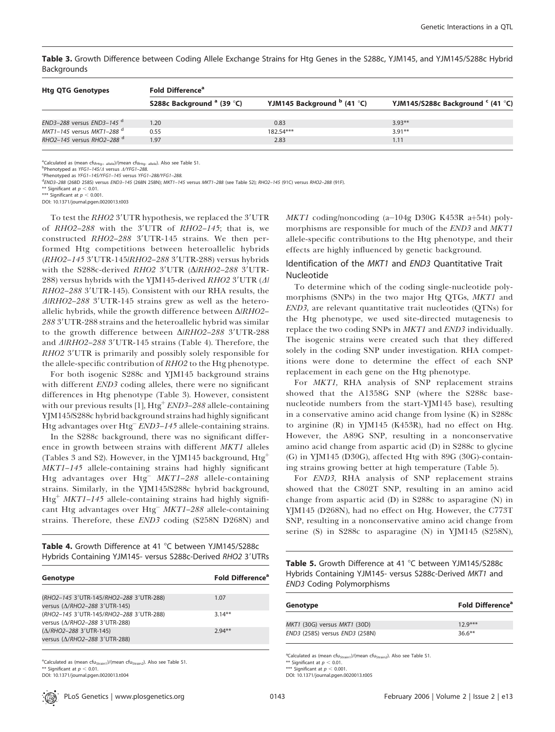**Table 3.** Growth Difference between Coding Allele Exchange Strains for Htg Genes in the S288c, YJM145, and YJM145/S288c Hybrid Backgrounds

| Htg QTG Genotypes | Fold Difference[a] | | |
|---|---|---|---|
| | S288c Background [a] (39 °C) | YJM145 Background [b] (41 °C) | YJM145/S288c Background [c] (41 °C) |
| *END3–288* versus *END3–145* [d] | 1.20 | 0.83 | 3.93** |
| *MKT1–145* versus *MKT1–288* [d] | 0.55 | 182.54*** | 3.91** |
| *RHO2–145* versus *RHO2–288* [d] | 1.97 | 2.83 | 1.11 |

[a]Calculated as (mean $cfu_{Htg+\ allele}$)/(mean $cfu_{Htg-\ allele}$). Also see Table S1.
[b]Phenotyped as *YFG1–145/Δ* versus *Δ/YFG1–288*.
[c]Phenotyped as *YFG1–145/YFG1–145* versus *YFG1–288/YFG1–288*.
[d]*END3–288* (268D 258S) versus *END3–145* (268N 258N); *MKT1–145* versus *MKT1–288* (see Table S2); *RHO2–145* (91C) versus *RHO2–288* (91F).
** Significant at $p < 0.01$.
*** Significant at $p < 0.001$.
DOI: 10.1371/journal.pgen.0020013.t003

To test the *RHO2* 3′UTR hypothesis, we replaced the 3′UTR of *RHO2–288* with the 3′UTR of *RHO2–145*; that is, we constructed *RHO2–288* 3′UTR-145 strains. We then performed Htg competitions between heteroallelic hybrids (*RHO2–145* 3′UTR-145/*RHO2–288* 3′UTR-288) versus hybrids with the S288c-derived *RHO2* 3′UTR (Δ/*RHO2–288* 3′UTR-288) versus hybrids with the YJM145-derived *RHO2* 3′UTR (Δ/*RHO2–288* 3′UTR-145). Consistent with our RHA results, the Δ/*RHO2–288* 3′UTR-145 strains grew as well as the heteroallelic hybrids, while the growth difference between Δ/*RHO2–288* 3′UTR-288 strains and the heteroallelic hybrid was similar to the growth difference between Δ/*RHO2–288* 3′UTR-288 and Δ/*RHO2–288* 3′UTR-145 strains (Table 4). Therefore, the *RHO2* 3′UTR is primarily and possibly solely responsible for the allele-specific contribution of *RHO2* to the Htg phenotype.

For both isogenic S288c and YJM145 background strains with different *END3* coding alleles, there were no significant differences in Htg phenotype (Table 3). However, consistent with our previous results [1], $Htg^{+}$ *END3–288* allele-containing YJM145/S288c hybrid background strains had highly significant Htg advantages over $Htg^{-}$ *END3–145* allele-containing strains.

In the S288c background, there was no significant difference in growth between strains with different *MKT1* alleles (Tables 3 and S2). However, in the YJM145 background, $Htg^{+}$ *MKT1–145* allele-containing strains had highly significant Htg advantages over $Htg^{-}$ *MKT1–288* allele-containing strains. Similarly, in the YJM145/S288c hybrid background, $Htg^{+}$ *MKT1–145* allele-containing strains had highly significant Htg advantages over $Htg^{-}$ *MKT1–288* allele-containing strains. Therefore, these *END3* coding (S258N D268N) and *MKT1* coding/noncoding (a–104g D30G K453R a+54t) polymorphisms are responsible for much of the *END3* and *MKT1* allele-specific contributions to the Htg phenotype, and their effects are highly influenced by genetic background.

**Table 4.** Growth Difference at 41 °C between YJM145/S288c Hybrids Containing YJM145- versus S288c-Derived *RHO2* 3′UTRs

| Genotype | Fold Difference[a] |
|---|---|
| (*RHO2–145* 3′UTR-145/*RHO2–288* 3′UTR-288) versus (Δ/*RHO2–288* 3′UTR-145) | 1.07 |
| (*RHO2–145* 3′UTR-145/*RHO2–288* 3′UTR-288) versus (Δ/*RHO2–288* 3′UTR-288) | 3.14** |
| (Δ/*RHO2–288* 3′UTR-145) versus (Δ/*RHO2–288* 3′UTR-288) | 2.94** |

[a]Calculated as (mean $cfu_{Strain1}$)/(mean $cfu_{Strain2}$). Also see Table S1.
** Significant at $p < 0.01$.
DOI: 10.1371/journal.pgen.0020013.t004

## Identification of the *MKT1* and *END3* Quantitative Trait Nucleotide

To determine which of the coding single-nucleotide polymorphisms (SNPs) in the two major Htg QTGs, *MKT1* and *END3*, are relevant quantitative trait nucleotides (QTNs) for the Htg phenotype, we used site-directed mutagenesis to replace the two coding SNPs in *MKT1* and *END3* individually. The isogenic strains were created such that they differed solely in the coding SNP under investigation. RHA competitions were done to determine the effect of each SNP replacement in each gene on the Htg phenotype.

For *MKT1*, RHA analysis of SNP replacement strains showed that the A1358G SNP (where the S288c base-nucleotide numbers from the start-YJM145 base), resulting in a conservative amino acid change from lysine (K) in S288c to arginine (R) in YJM145 (K453R), had no effect on Htg. However, the A89G SNP, resulting in a nonconservative amino acid change from aspartic acid (D) in S288c to glycine (G) in YJM145 (D30G), affected Htg with 89G (30G)-containing strains growing better at high temperature (Table 5).

For *END3*, RHA analysis of SNP replacement strains showed that the C802T SNP, resulting in an amino acid change from aspartic acid (D) in S288c to asparagine (N) in YJM145 (D268N), had no effect on Htg. However, the C773T SNP, resulting in a nonconservative amino acid change from serine (S) in S288c to asparagine (N) in YJM145 (S258N),

**Table 5.** Growth Difference at 41 °C between YJM145/S288c Hybrids Containing YJM145- versus S288c-Derived *MKT1* and *END3* Coding Polymorphisms

| Genotype | Fold Difference[a] |
|---|---|
| *MKT1* (30G) versus *MKT1* (30D) | 12.9*** |
| *END3* (258S) versus *END3* (258N) | 36.6** |

[a]Calculated as (mean $cfu_{Strain1}$)/(mean $cfu_{Strain2}$). Also see Table S1.
** Significant at $p < 0.01$.
*** Significant at $p < 0.001$.
DOI: 10.1371/journal.pgen.0020013.t005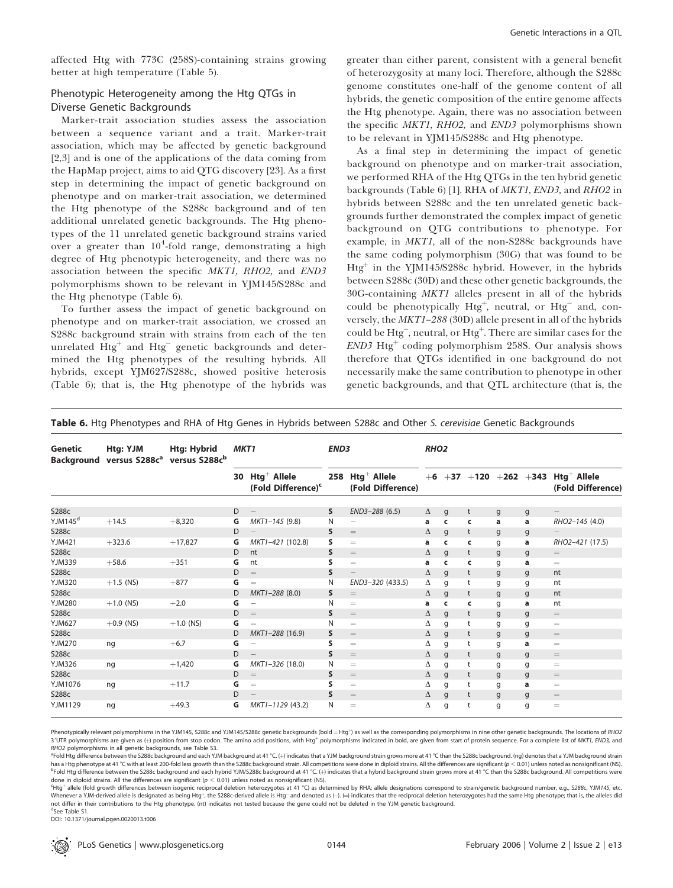affected Htg with 773C (258S)-containing strains growing better at high temperature (Table 5).

## Phenotypic Heterogeneity among the Htg QTGs in Diverse Genetic Backgrounds

Marker-trait association studies assess the association between a sequence variant and a trait. Marker-trait association, which may be affected by genetic background [2,3] and is one of the applications of the data coming from the HapMap project, aims to aid QTG discovery [23]. As a first step in determining the impact of genetic background on phenotype and on marker-trait association, we determined the Htg phenotype of the S288c background and of ten additional unrelated genetic backgrounds. The Htg phenotypes of the 11 unrelated genetic background strains varied over a greater than $10^4$-fold range, demonstrating a high degree of Htg phenotypic heterogeneity, and there was no association between the specific *MKT1, RHO2,* and *END3* polymorphisms shown to be relevant in YJM145/S288c and the Htg phenotype (Table 6).

To further assess the impact of genetic background on phenotype and on marker-trait association, we crossed an S288c background strain with strains from each of the ten unrelated Htg$^+$ and Htg$^-$ genetic backgrounds and determined the Htg phenotypes of the resulting hybrids. All hybrids, except YJM627/S288c, showed positive heterosis (Table 6); that is, the Htg phenotype of the hybrids was greater than either parent, consistent with a general benefit of heterozygosity at many loci. Therefore, although the S288c genome constitutes one-half of the genome content of all hybrids, the genetic composition of the entire genome affects the Htg phenotype. Again, there was no association between the specific *MKT1, RHO2,* and *END3* polymorphisms shown to be relevant in YJM145/S288c and Htg phenotype.

As a final step in determining the impact of genetic background on phenotype and on marker-trait association, we performed RHA of the Htg QTGs in the ten hybrid genetic backgrounds (Table 6) [1]. RHA of *MKT1, END3,* and *RHO2* in hybrids between S288c and the ten unrelated genetic backgrounds further demonstrated the complex impact of genetic background on QTG contributions to phenotype. For example, in *MKT1,* all of the non-S288c backgrounds have the same coding polymorphism (30G) that was found to be Htg$^+$ in the YJM145/S288c hybrid. However, in the hybrids between S288c (30D) and these other genetic backgrounds, the 30G-containing *MKT1* alleles present in all of the hybrids could be phenotypically Htg$^+$, neutral, or Htg$^-$ and, conversely, the *MKT1–288* (30D) allele present in all of the hybrids could be Htg$^-$, neutral, or Htg$^+$. There are similar cases for the *END3* Htg$^+$ coding polymorphism 258S. Our analysis shows therefore that QTGs identified in one background do not necessarily make the same contribution to phenotype in other genetic backgrounds, and that QTL architecture (that is, the

**Table 6.** Htg Phenotypes and RHA of Htg Genes in Hybrids between S288c and Other *S. cerevisiae* Genetic Backgrounds

| Genetic Background | Htg: YJM versus S288c[a] | Htg: Hybrid versus S288c[b] | *MKT1* | | *END3* | | *RHO2* | | | | | |
|---|---|---|---|---|---|---|---|---|---|---|---|---|
| | | | 30 | Htg$^+$ Allele (Fold Difference)[c] | 258 | Htg$^+$ Allele (Fold Difference) | +6 | +37 | +120 | +262 | +343 | Htg$^+$ Allele (Fold Difference) |
| S288c | | | D | – | **S** | *END3–288* (6.5) | Δ | g | t | g | g | – |
| YJM145[d] | +14.5 | +8,320 | **G** | *MKT1–145* (9.8) | N | – | **a** | **c** | **c** | **a** | **a** | *RHO2–145* (4.0) |
| S288c | | | D | – | **S** | = | Δ | g | t | g | g | – |
| YJM421 | +323.6 | +17,827 | **G** | *MKT1–421* (102.8) | **S** | = | **a** | **c** | **c** | g | **a** | *RHO2–421* (17.5) |
| S288c | | | D | nt | **S** | = | Δ | g | t | g | g | = |
| YJM339 | +58.6 | +351 | **G** | nt | **S** | = | **a** | **c** | **c** | g | **a** | = |
| S288c | | | D | = | **S** | – | Δ | g | t | g | g | nt |
| YJM320 | +1.5 (NS) | +877 | **G** | = | N | *END3–320* (433.5) | Δ | g | t | g | g | nt |
| S288c | | | D | *MKT1–288* (8.0) | **S** | = | Δ | g | t | g | g | nt |
| YJM280 | +1.0 (NS) | +2.0 | **G** | – | N | = | **a** | **c** | **c** | g | **a** | nt |
| S288c | | | D | = | **S** | = | Δ | g | t | g | g | = |
| YJM627 | +0.9 (NS) | +1.0 (NS) | **G** | = | N | = | Δ | g | t | g | g | = |
| S288c | | | D | *MKT1–288* (16.9) | **S** | = | Δ | g | t | g | g | = |
| YJM270 | ng | +6.7 | **G** | – | **S** | = | Δ | g | t | g | **a** | = |
| S288c | | | D | – | **S** | = | Δ | g | t | g | g | = |
| YJM326 | ng | +1,420 | **G** | *MKT1–326* (18.0) | N | = | Δ | g | t | g | g | = |
| S288c | | | D | = | **S** | = | Δ | g | t | g | g | = |
| YJM1076 | ng | +11.7 | **G** | = | **S** | = | Δ | g | t | g | **a** | = |
| S288c | | | D | – | **S** | = | Δ | g | t | g | g | = |
| YJM1129 | ng | +49.3 | **G** | *MKT1–1129* (43.2) | N | = | Δ | g | t | g | g | = |

Phenotypically relevant polymorphisms in the YJM145, S288c and YJM145/S288c genetic backgrounds (bold = Htg$^+$) as well as the corresponding polymorphisms in nine other genetic backgrounds. The locations of *RHO2* 3′UTR polymorphisms are given as (+) position from stop codon. The amino acid positions, with Htg$^+$ polymorphisms indicated in bold, are given from start of protein sequence. For a complete list of *MKT1, END3,* and *RHO2* polymorphisms in all genetic backgrounds, see Table S3.

[a]Fold Htg difference between the S288c background and each YJM background at 41 °C. (+) indicates that a YJM background strain grows more at 41 °C than the S288c background. (ng) denotes that a YJM background strain has a Htg phenotype at 41 °C with at least 200-fold less growth than the S288c background strain. All competitions were done in diploid strains. All the differences are significant ($p < 0.01$) unless noted as nonsignificant (NS).

[b]Fold Htg difference between the S288c background and each hybrid YJM/S288c background at 41 °C. (+) indicates that a hybrid background strain grows more at 41 °C than the S288c background. All competitions were done in diploid strains. All the differences are significant ($p < 0.01$) unless noted as nonsignificant (NS).

[c]Htg$^+$ allele (fold growth differences between isogenic reciprocal deletion heterozygotes at 41 °C) as determined by RHA; allele designations correspond to strain/genetic background number, e.g., S288c, YJM*145,* etc. Whenever a YJM-derived allele is designated as being Htg$^+$, the S288c-derived allele is Htg$^-$ and denoted as (–). (=) indicates that the reciprocal deletion heterozygotes had the same Htg phenotype; that is, the alleles did not differ in their contributions to the Htg phenotype. (nt) indicates not tested because the gene could not be deleted in the YJM genetic background.

[d]See Table S1.

DOI: 10.1371/journal.pgen.0020013.t006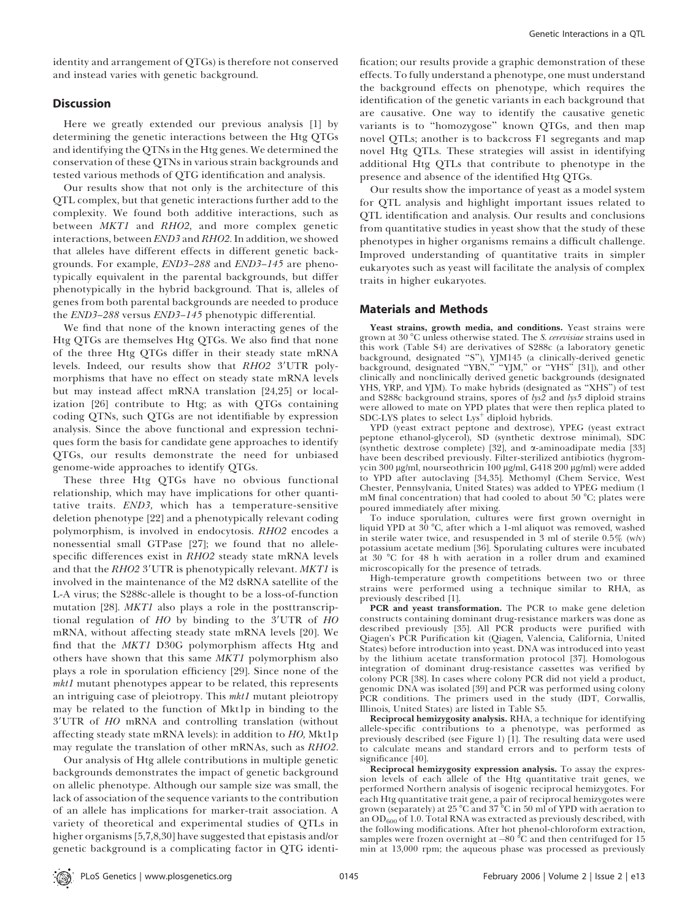identity and arrangement of QTGs) is therefore not conserved and instead varies with genetic background.

## Discussion

Here we greatly extended our previous analysis [1] by determining the genetic interactions between the Htg QTGs and identifying the QTNs in the Htg genes. We determined the conservation of these QTNs in various strain backgrounds and tested various methods of QTG identification and analysis.

Our results show that not only is the architecture of this QTL complex, but that genetic interactions further add to the complexity. We found both additive interactions, such as between *MKT1* and *RHO2,* and more complex genetic interactions, between *END3* and *RHO2*. In addition, we showed that alleles have different effects in different genetic backgrounds. For example, *END3–288* and *END3–145* are phenotypically equivalent in the parental backgrounds, but differ phenotypically in the hybrid background. That is, alleles of genes from both parental backgrounds are needed to produce the *END3–288* versus *END3–145* phenotypic differential.

We find that none of the known interacting genes of the Htg QTGs are themselves Htg QTGs. We also find that none of the three Htg QTGs differ in their steady state mRNA levels. Indeed, our results show that *RHO2* 3′UTR polymorphisms that have no effect on steady state mRNA levels but may instead affect mRNA translation [24,25] or localization [26] contribute to Htg; as with QTGs containing coding QTNs, such QTGs are not identifiable by expression analysis. Since the above functional and expression techniques form the basis for candidate gene approaches to identify QTGs, our results demonstrate the need for unbiased genome-wide approaches to identify QTGs.

These three Htg QTGs have no obvious functional relationship, which may have implications for other quantitative traits. *END3,* which has a temperature-sensitive deletion phenotype [22] and a phenotypically relevant coding polymorphism, is involved in endocytosis. *RHO2* encodes a nonessential small GTPase [27]; we found that no allele-specific differences exist in *RHO2* steady state mRNA levels and that the *RHO2* 3′UTR is phenotypically relevant. *MKT1* is involved in the maintenance of the M2 dsRNA satellite of the L-A virus; the S288c-allele is thought to be a loss-of-function mutation [28]. *MKT1* also plays a role in the posttranscriptional regulation of *HO* by binding to the 3′UTR of *HO* mRNA, without affecting steady state mRNA levels [20]. We find that the *MKT1* D30G polymorphism affects Htg and others have shown that this same *MKT1* polymorphism also plays a role in sporulation efficiency [29]. Since none of the *mkt1* mutant phenotypes appear to be related, this represents an intriguing case of pleiotropy. This *mkt1* mutant pleiotropy may be related to the function of Mkt1p in binding to the 3′UTR of *HO* mRNA and controlling translation (without affecting steady state mRNA levels): in addition to *HO,* Mkt1p may regulate the translation of other mRNAs, such as *RHO2*.

Our analysis of Htg allele contributions in multiple genetic backgrounds demonstrates the impact of genetic background on allelic phenotype. Although our sample size was small, the lack of association of the sequence variants to the contribution of an allele has implications for marker-trait association. A variety of theoretical and experimental studies of QTLs in higher organisms [5,7,8,30] have suggested that epistasis and/or genetic background is a complicating factor in QTG identification; our results provide a graphic demonstration of these effects. To fully understand a phenotype, one must understand the background effects on phenotype, which requires the identification of the genetic variants in each background that are causative. One way to identify the causative genetic variants is to "homozygose" known QTGs, and then map novel QTLs; another is to backcross F1 segregants and map novel Htg QTLs. These strategies will assist in identifying additional Htg QTLs that contribute to phenotype in the presence and absence of the identified Htg QTGs.

Our results show the importance of yeast as a model system for QTL analysis and highlight important issues related to QTL identification and analysis. Our results and conclusions from quantitative studies in yeast show that the study of these phenotypes in higher organisms remains a difficult challenge. Improved understanding of quantitative traits in simpler eukaryotes such as yeast will facilitate the analysis of complex traits in higher eukaryotes.

## Materials and Methods

**Yeast strains, growth media, and conditions.** Yeast strains were grown at 30 °C unless otherwise stated. The *S. cerevisiae* strains used in this work (Table S4) are derivatives of S288c (a laboratory genetic background, designated "S"), YJM145 (a clinically-derived genetic background, designated "YBN," "YJM," or "YHS" [31]), and other clinically and nonclinically derived genetic backgrounds (designated YHS, YRP, and YJM). To make hybrids (designated as "XHS") of test and S288c background strains, spores of *lys2* and *lys5* diploid strains were allowed to mate on YPD plates that were then replica plated to SDC-LYS plates to select Lys$^+$ diploid hybrids.

YPD (yeast extract peptone and dextrose), YPEG (yeast extract peptone ethanol-glycerol), SD (synthetic dextrose minimal), SDC (synthetic dextrose complete) [32], and α-aminoadipate media [33] have been described previously. Filter-sterilized antibiotics (hygromycin 300 μg/ml, nourseothricin 100 μg/ml, G418 200 μg/ml) were added to YPD after autoclaving [34,35]. Methomyl (Chem Service, West Chester, Pennsylvania, United States) was added to YPEG medium (1 mM final concentration) that had cooled to about 50 °C; plates were poured immediately after mixing.

To induce sporulation, cultures were first grown overnight in liquid YPD at 30 °C, after which a 1-ml aliquot was removed, washed in sterile water twice, and resuspended in 3 ml of sterile 0.5% (w/v) potassium acetate medium [36]. Sporulating cultures were incubated at 30 °C for 48 h with aeration in a roller drum and examined microscopically for the presence of tetrads.

High-temperature growth competitions between two or three strains were performed using a technique similar to RHA, as previously described [1].

**PCR and yeast transformation.** The PCR to make gene deletion constructs containing dominant drug-resistance markers was done as described previously [35]. All PCR products were purified with Qiagen's PCR Purification kit (Qiagen, Valencia, California, United States) before introduction into yeast. DNA was introduced into yeast by the lithium acetate transformation protocol [37]. Homologous integration of dominant drug-resistance cassettes was verified by colony PCR [38]. In cases where colony PCR did not yield a product, genomic DNA was isolated [39] and PCR was performed using colony PCR conditions. The primers used in the study (IDT, Corwallis, Illinois, United States) are listed in Table S5.

**Reciprocal hemizygosity analysis.** RHA, a technique for identifying allele-specific contributions to a phenotype, was performed as previously described (see Figure 1) [1]. The resulting data were used to calculate means and standard errors and to perform tests of significance [40].

**Reciprocal hemizygosity expression analysis.** To assay the expression levels of each allele of the Htg quantitative trait genes, we performed Northern analysis of isogenic reciprocal hemizygotes. For each Htg quantitative trait gene, a pair of reciprocal hemizygotes were grown (separately) at 25 °C and 37 °C in 50 ml of YPD with aeration to an $OD_{600}$ of 1.0. Total RNA was extracted as previously described, with the following modifications. After hot phenol-chloroform extraction, samples were frozen overnight at −80 °C and then centrifuged for 15 min at 13,000 rpm; the aqueous phase was processed as previously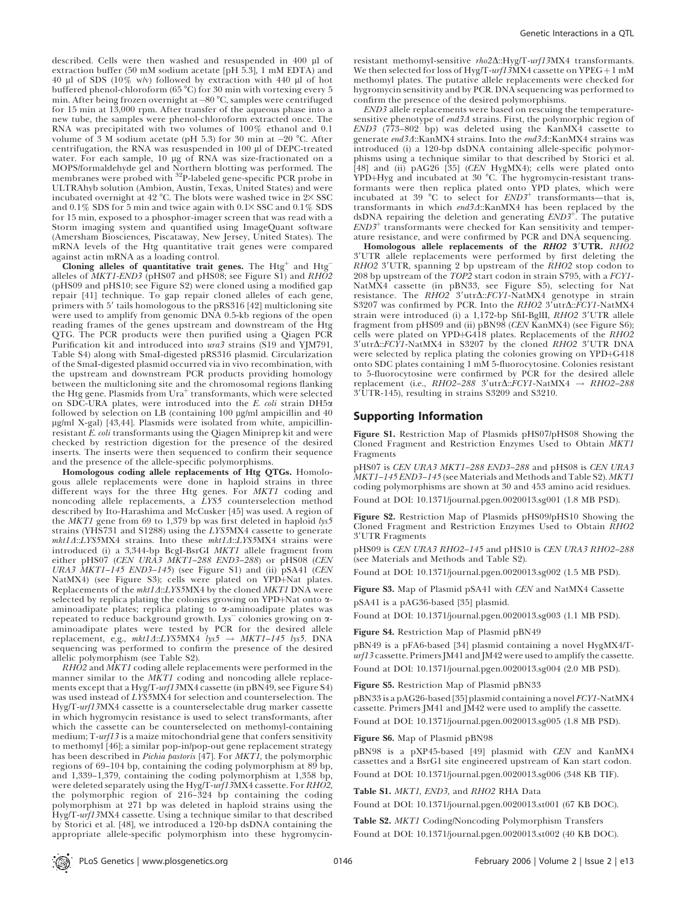described. Cells were then washed and resuspended in 400 μl of extraction buffer (50 mM sodium acetate [pH 5.3], 1 mM EDTA) and 40 μl of SDS (10% w/v) followed by extraction with 440 μl of hot buffered phenol-chloroform (65 °C) for 30 min with vortexing every 5 min. After being frozen overnight at −80 °C, samples were centrifuged for 15 min at 13,000 rpm. After transfer of the aqueous phase into a new tube, the samples were phenol-chloroform extracted once. The RNA was precipitated with two volumes of 100% ethanol and 0.1 volume of 3 M sodium acetate (pH 5.3) for 30 min at −20 °C. After centrifugation, the RNA was resuspended in 100 μl of DEPC-treated water. For each sample, 10 μg of RNA was size-fractionated on a MOPS/formaldehyde gel and Northern blotting was performed. The membranes were probed with $^{32}$P-labeled gene-specific PCR probe in ULTRAhyb solution (Ambion, Austin, Texas, United States) and were incubated overnight at 42 °C. The blots were washed twice in 2× SSC and 0.1% SDS for 5 min and twice again with 0.1× SSC and 0.1% SDS for 15 min, exposed to a phosphor-imager screen that was read with a Storm imaging system and quantified using ImageQuant software (Amersham Biosciences, Piscataway, New Jersey, United States). The mRNA levels of the Htg quantitative trait genes were compared against actin mRNA as a loading control.

**Cloning alleles of quantitative trait genes.** The Htg$^+$ and Htg$^-$ alleles of *MKT1-END3* (pHS07 and pHS08; see Figure S1) and *RHO2* (pHS09 and pHS10; see Figure S2) were cloned using a modified gap repair [41] technique. To gap repair cloned alleles of each gene, primers with 5′ tails homologous to the pRS316 [42] multicloning site were used to amplify from genomic DNA 0.5-kb regions of the open reading frames of the genes upstream and downstream of the Htg QTG. The PCR products were then purified using a Qiagen PCR Purification kit and introduced into *ura3* strains (S19 and YJM791, Table S4) along with SmaI-digested pRS316 plasmid. Circularization of the SmaI-digested plasmid occurred via in vivo recombination, with the upstream and downstream PCR products providing homology between the multicloning site and the chromosomal regions flanking the Htg gene. Plasmids from Ura$^+$ transformants, which were selected on SDC-URA plates, were introduced into the *E. coli* strain DH5α followed by selection on LB (containing 100 μg/ml ampicillin and 40 μg/ml X-gal) [43,44]. Plasmids were isolated from white, ampicillin-resistant *E. coli* transformants using the Qiagen Miniprep kit and were checked by restriction digestion for the presence of the desired inserts. The inserts were then sequenced to confirm their sequence and the presence of the allele-specific polymorphisms.

**Homologous coding allele replacements of Htg QTGs.** Homologous allele replacements were done in haploid strains in three different ways for the three Htg genes. For *MKT1* coding and noncoding allele replacements, a *LYS5* counterselection method described by Ito-Harashima and McCusker [45] was used. A region of the *MKT1* gene from 69 to 1,379 bp was first deleted in haploid *lys5* strains (YHS731 and S1288) using the *LYS5*MX4 cassette to generate *mkt1Δ::LYS5*MX4 strains. Into these *mkt1Δ::LYS5*MX4 strains were introduced (i) a 3,344-bp BcgI-BsrGI *MKT1* allele fragment from either pHS07 (*CEN URA3 MKT1–288 END3–288*) or pHS08 (*CEN URA3 MKT1–145 END3–145*) (see Figure S1) and (ii) pSA41 (*CEN* NatMX4) (see Figure S3); cells were plated on YPD+Nat plates. Replacements of the *mkt1Δ::LYS5*MX4 by the cloned *MKT1* DNA were selected by replica plating the colonies growing on YPD+Nat onto α-aminoadipate plates; replica plating to α-aminoadipate plates was repeated to reduce background growth. Lys$^-$ colonies growing on α-aminoadipate plates were tested by PCR for the desired allele replacement, e.g., *mkt1Δ::LYS5*MX4 *lys5* → *MKT1–145 lys5*. DNA sequencing was performed to confirm the presence of the desired allelic polymorphism (see Table S2).

*RHO2* and *MKT1* coding allele replacements were performed in the manner similar to the *MKT1* coding and noncoding allele replacements except that a Hyg/T-*urf13*MX4 cassette (in pBN49, see Figure S4) was used instead of *LYS5*MX4 for selection and counterselection. The Hyg/T-*urf13*MX4 cassette is a counterselectable drug marker cassette in which hygromycin resistance is used to select transformants, after which the cassette can be counterselected on methomyl-containing medium; T-*urf13* is a maize mitochondrial gene that confers sensitivity to methomyl [46]; a similar pop-in/pop-out gene replacement strategy has been described in *Pichia pastoris* [47]. For *MKT1*, the polymorphic regions of 69–104 bp, containing the coding polymorphism at 89 bp, and 1,339–1,379, containing the coding polymorphism at 1,358 bp, were deleted separately using the Hyg/T-*urf13*MX4 cassette. For *RHO2*, the polymorphic region of 216–324 bp containing the coding polymorphism at 271 bp was deleted in haploid strains using the Hyg/T-*urf13*MX4 cassette. Using a technique similar to that described by Storici et al. [48], we introduced a 120-bp dsDNA containing the appropriate allele-specific polymorphism into these hygromycin-resistant methomyl-sensitive *rho2Δ::*Hyg/T-*urf13*MX4 transformants. We then selected for loss of Hyg/T-*urf13*MX4 cassette on YPEG + 1 mM methomyl plates. The putative allele replacements were checked for hygromycin sensitivity and by PCR. DNA sequencing was performed to confirm the presence of the desired polymorphisms.

*END3* allele replacements were based on rescuing the temperature-sensitive phenotype of *end3Δ* strains. First, the polymorphic region of *END3* (773–802 bp) was deleted using the KanMX4 cassette to generate *end3Δ*::KanMX4 strains. Into the *end3Δ*::KanMX4 strains was introduced (i) a 120-bp dsDNA containing allele-specific polymorphisms using a technique similar to that described by Storici et al. [48] and (ii) pAG26 [35] (*CEN* HygMX4); cells were plated onto YPD+Hyg and incubated at 30 °C. The hygromycin-resistant transformants were then replica plated onto YPD plates, which were incubated at 39 °C to select for *END3*$^+$ transformants—that is, transformants in which *end3Δ*::KanMX4 has been replaced by the dsDNA repairing the deletion and generating *END3*$^+$. The putative *END3*$^+$ transformants were checked for Kan sensitivity and temperature resistance, and were confirmed by PCR and DNA sequencing.

**Homologous allele replacements of the *RHO2* 3′UTR.** *RHO2* 3′UTR allele replacements were performed by first deleting the *RHO2* 3′UTR, spanning 2 bp upstream of the *RHO2* stop codon to 208 bp upstream of the *TOP2* start codon in strain S795, with a *FCY1*-NatMX4 cassette (in pBN33, see Figure S5), selecting for Nat resistance. The *RHO2* 3′utrΔ::*FCY1*-NatMX4 genotype in strain S3207 was confirmed by PCR. Into the *RHO2* 3′utrΔ::*FCY1*-NatMX4 strain were introduced (i) a 1,172-bp SfiI-BglII, *RHO2* 3′UTR allele fragment from pHS09 and (ii) pBN98 (*CEN* KanMX4) (see Figure S6); cells were plated on YPD+G418 plates. Replacements of the *RHO2* 3′utrΔ::*FCY1*-NatMX4 in S3207 by the cloned *RHO2* 3′UTR DNA were selected by replica plating the colonies growing on YPD+G418 onto SDC plates containing 1 mM 5-fluorocytosine. Colonies resistant to 5-fluorocytosine were confirmed by PCR for the desired allele replacement (i.e., *RHO2–288* 3′utrΔ::*FCY1*-NatMX4 → *RHO2–288* 3′UTR-145), resulting in strains S3209 and S3210.

## Supporting Information

**Figure S1.** Restriction Map of Plasmids pHS07/pHS08 Showing the Cloned Fragment and Restriction Enzymes Used to Obtain *MKT1* Fragments

pHS07 is *CEN URA3 MKT1–288 END3–288* and pHS08 is *CEN URA3 MKT1–145 END3–145* (see Materials and Methods and Table S2). *MKT1* coding polymorphisms are shown at 30 and 453 amino acid residues.

Found at DOI: 10.1371/journal.pgen.0020013.sg001 (1.8 MB PSD).

**Figure S2.** Restriction Map of Plasmids pHS09/pHS10 Showing the Cloned Fragment and Restriction Enzymes Used to Obtain *RHO2* 3′UTR Fragments

pHS09 is *CEN URA3 RHO2–145* and pHS10 is *CEN URA3 RHO2–288* (see Materials and Methods and Table S2).

Found at DOI: 10.1371/journal.pgen.0020013.sg002 (1.5 MB PSD).

**Figure S3.** Map of Plasmid pSA41 with *CEN* and NatMX4 Cassette

pSA41 is a pAG36-based [35] plasmid.

Found at DOI: 10.1371/journal.pgen.0020013.sg003 (1.1 MB PSD).

**Figure S4.** Restriction Map of Plasmid pBN49

pBN49 is a pFA6-based [34] plasmid containing a novel HygMX4/T-*urf13* cassette. Primers JM41 and JM42 were used to amplify the cassette.

Found at DOI: 10.1371/journal.pgen.0020013.sg004 (2.0 MB PSD).

**Figure S5.** Restriction Map of Plasmid pBN33

pBN33 is a pAG26-based [35] plasmid containing a novel *FCY1*-NatMX4 cassette. Primers JM41 and JM42 were used to amplify the cassette.

Found at DOI: 10.1371/journal.pgen.0020013.sg005 (1.8 MB PSD).

**Figure S6.** Map of Plasmid pBN98

pBN98 is a pXP45-based [49] plasmid with *CEN* and KanMX4 cassettes and a BsrGI site engineered upstream of Kan start codon.

Found at DOI: 10.1371/journal.pgen.0020013.sg006 (348 KB TIF).

**Table S1.** *MKT1*, *END3*, and *RHO2* RHA Data

Found at DOI: 10.1371/journal.pgen.0020013.st001 (67 KB DOC).

**Table S2.** *MKT1* Coding/Noncoding Polymorphism Transfers

Found at DOI: 10.1371/journal.pgen.0020013.st002 (40 KB DOC).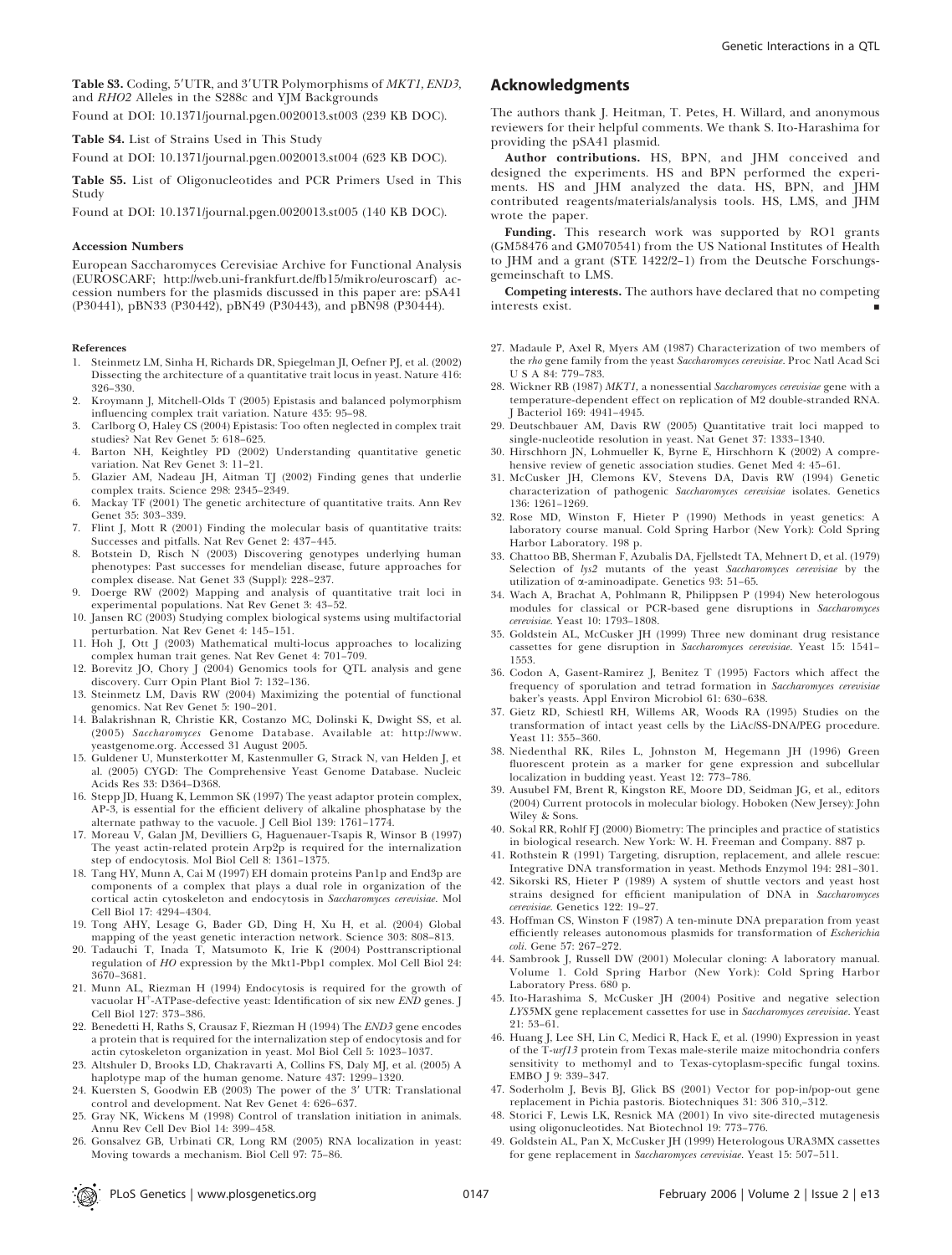**Table S3.** Coding, 5′UTR, and 3′UTR Polymorphisms of *MKT1*, *END3*, and *RHO2* Alleles in the S288c and YJM Backgrounds

Found at DOI: 10.1371/journal.pgen.0020013.st003 (239 KB DOC).

**Table S4.** List of Strains Used in This Study

Found at DOI: 10.1371/journal.pgen.0020013.st004 (623 KB DOC).

**Table S5.** List of Oligonucleotides and PCR Primers Used in This Study

Found at DOI: 10.1371/journal.pgen.0020013.st005 (140 KB DOC).

#### Accession Numbers

European Saccharomyces Cerevisiae Archive for Functional Analysis (EUROSCARF; http://web.uni-frankfurt.de/fb15/mikro/euroscarf) accession numbers for the plasmids discussed in this paper are: pSA41 (P30441), pBN33 (P30442), pBN49 (P30443), and pBN98 (P30444).

## Acknowledgments

The authors thank J. Heitman, T. Petes, H. Willard, and anonymous reviewers for their helpful comments. We thank S. Ito-Harashima for providing the pSA41 plasmid.

**Author contributions.** HS, BPN, and JHM conceived and designed the experiments. HS and BPN performed the experiments. HS and JHM analyzed the data. HS, BPN, and JHM contributed reagents/materials/analysis tools. HS, LMS, and JHM wrote the paper.

**Funding.** This research work was supported by RO1 grants (GM58476 and GM070541) from the US National Institutes of Health to JHM and a grant (STE 1422/2–1) from the Deutsche Forschungsgemeinschaft to LMS.

**Competing interests.** The authors have declared that no competing interests exist.

#### References

1. Steinmetz LM, Sinha H, Richards DR, Spiegelman JI, Oefner PJ, et al. (2002) Dissecting the architecture of a quantitative trait locus in yeast. Nature 416: 326–330.
2. Kroymann J, Mitchell-Olds T (2005) Epistasis and balanced polymorphism influencing complex trait variation. Nature 435: 95–98.
3. Carlborg O, Haley CS (2004) Epistasis: Too often neglected in complex trait studies? Nat Rev Genet 5: 618–625.
4. Barton NH, Keightley PD (2002) Understanding quantitative genetic variation. Nat Rev Genet 3: 11–21.
5. Glazier AM, Nadeau JH, Aitman TJ (2002) Finding genes that underlie complex traits. Science 298: 2345–2349.
6. Mackay TF (2001) The genetic architecture of quantitative traits. Ann Rev Genet 35: 303–339.
7. Flint J, Mott R (2001) Finding the molecular basis of quantitative traits: Successes and pitfalls. Nat Rev Genet 2: 437–445.
8. Botstein D, Risch N (2003) Discovering genotypes underlying human phenotypes: Past successes for mendelian disease, future approaches for complex disease. Nat Genet 33 (Suppl): 228–237.
9. Doerge RW (2002) Mapping and analysis of quantitative trait loci in experimental populations. Nat Rev Genet 3: 43–52.
10. Jansen RC (2003) Studying complex biological systems using multifactorial perturbation. Nat Rev Genet 4: 145–151.
11. Hoh J, Ott J (2003) Mathematical multi-locus approaches to localizing complex human trait genes. Nat Rev Genet 4: 701–709.
12. Borevitz JO, Chory J (2004) Genomics tools for QTL analysis and gene discovery. Curr Opin Plant Biol 7: 132–136.
13. Steinmetz LM, Davis RW (2004) Maximizing the potential of functional genomics. Nat Rev Genet 5: 190–201.
14. Balakrishnan R, Christie KR, Costanzo MC, Dolinski K, Dwight SS, et al. (2005) *Saccharomyces* Genome Database. Available at: http://www.yeastgenome.org. Accessed 31 August 2005.
15. Guldener U, Munsterkotter M, Kastenmuller G, Strack N, van Helden J, et al. (2005) CYGD: The Comprehensive Yeast Genome Database. Nucleic Acids Res 33: D364–D368.
16. Stepp JD, Huang K, Lemmon SK (1997) The yeast adaptor protein complex, AP-3, is essential for the efficient delivery of alkaline phosphatase by the alternate pathway to the vacuole. J Cell Biol 139: 1761–1774.
17. Moreau V, Galan JM, Devilliers G, Haguenauer-Tsapis R, Winsor B (1997) The yeast actin-related protein Arp2p is required for the internalization step of endocytosis. Mol Biol Cell 8: 1361–1375.
18. Tang HY, Munn A, Cai M (1997) EH domain proteins Pan1p and End3p are components of a complex that plays a dual role in organization of the cortical actin cytoskeleton and endocytosis in *Saccharomyces cerevisiae*. Mol Cell Biol 17: 4294–4304.
19. Tong AHY, Lesage G, Bader GD, Ding H, Xu H, et al. (2004) Global mapping of the yeast genetic interaction network. Science 303: 808–813.
20. Tadauchi T, Inada T, Matsumoto K, Irie K (2004) Posttranscriptional regulation of *HO* expression by the Mkt1-Pbp1 complex. Mol Cell Biol 24: 3670–3681.
21. Munn AL, Riezman H (1994) Endocytosis is required for the growth of vacuolar $H^+$-ATPase-defective yeast: Identification of six new *END* genes. J Cell Biol 127: 373–386.
22. Benedetti H, Raths S, Crausaz F, Riezman H (1994) The *END3* gene encodes a protein that is required for the internalization step of endocytosis and for actin cytoskeleton organization in yeast. Mol Biol Cell 5: 1023–1037.
23. Altshuler D, Brooks LD, Chakravarti A, Collins FS, Daly MJ, et al. (2005) A haplotype map of the human genome. Nature 437: 1299–1320.
24. Kuersten S, Goodwin EB (2003) The power of the 3′ UTR: Translational control and development. Nat Rev Genet 4: 626–637.
25. Gray NK, Wickens M (1998) Control of translation initiation in animals. Annu Rev Cell Dev Biol 14: 399–458.
26. Gonsalvez GB, Urbinati CR, Long RM (2005) RNA localization in yeast: Moving towards a mechanism. Biol Cell 97: 75–86.
27. Madaule P, Axel R, Myers AM (1987) Characterization of two members of the *rho* gene family from the yeast *Saccharomyces cerevisiae*. Proc Natl Acad Sci U S A 84: 779–783.
28. Wickner RB (1987) *MKT1*, a nonessential *Saccharomyces cerevisiae* gene with a temperature-dependent effect on replication of M2 double-stranded RNA. J Bacteriol 169: 4941–4945.
29. Deutschbauer AM, Davis RW (2005) Quantitative trait loci mapped to single-nucleotide resolution in yeast. Nat Genet 37: 1333–1340.
30. Hirschhorn JN, Lohmueller K, Byrne E, Hirschhorn K (2002) A comprehensive review of genetic association studies. Genet Med 4: 45–61.
31. McCusker JH, Clemons KV, Stevens DA, Davis RW (1994) Genetic characterization of pathogenic *Saccharomyces cerevisiae* isolates. Genetics 136: 1261–1269.
32. Rose MD, Winston F, Hieter P (1990) Methods in yeast genetics: A laboratory course manual. Cold Spring Harbor (New York): Cold Spring Harbor Laboratory. 198 p.
33. Chattoo BB, Sherman F, Azubalis DA, Fjellstedt TA, Mehnert D, et al. (1979) Selection of *lys2* mutants of the yeast *Saccharomyces cerevisiae* by the utilization of α-aminoadipate. Genetics 93: 51–65.
34. Wach A, Brachat A, Pohlmann R, Philippsen P (1994) New heterologous modules for classical or PCR-based gene disruptions in *Saccharomyces cerevisiae*. Yeast 10: 1793–1808.
35. Goldstein AL, McCusker JH (1999) Three new dominant drug resistance cassettes for gene disruption in *Saccharomyces cerevisiae*. Yeast 15: 1541–1553.
36. Codon A, Gasent-Ramirez J, Benitez T (1995) Factors which affect the frequency of sporulation and tetrad formation in *Saccharomyces cerevisiae* baker's yeasts. Appl Environ Microbiol 61: 630–638.
37. Gietz RD, Schiestl RH, Willems AR, Woods RA (1995) Studies on the transformation of intact yeast cells by the LiAc/SS-DNA/PEG procedure. Yeast 11: 355–360.
38. Niedenthal RK, Riles L, Johnston M, Hegemann JH (1996) Green fluorescent protein as a marker for gene expression and subcellular localization in budding yeast. Yeast 12: 773–786.
39. Ausubel FM, Brent R, Kingston RE, Moore DD, Seidman JG, et al., editors (2004) Current protocols in molecular biology. Hoboken (New Jersey): John Wiley & Sons.
40. Sokal RR, Rohlf FJ (2000) Biometry: The principles and practice of statistics in biological research. New York: W. H. Freeman and Company. 887 p.
41. Rothstein R (1991) Targeting, disruption, replacement, and allele rescue: Integrative DNA transformation in yeast. Methods Enzymol 194: 281–301.
42. Sikorski RS, Hieter P (1989) A system of shuttle vectors and yeast host strains designed for efficient manipulation of DNA in *Saccharomyces cerevisiae*. Genetics 122: 19–27.
43. Hoffman CS, Winston F (1987) A ten-minute DNA preparation from yeast efficiently releases autonomous plasmids for transformation of *Escherichia coli*. Gene 57: 267–272.
44. Sambrook J, Russell DW (2001) Molecular cloning: A laboratory manual. Volume 1. Cold Spring Harbor (New York): Cold Spring Harbor Laboratory Press. 680 p.
45. Ito-Harashima S, McCusker JH (2004) Positive and negative selection *LYS5*MX gene replacement cassettes for use in *Saccharomyces cerevisiae*. Yeast 21: 53–61.
46. Huang J, Lee SH, Lin C, Medici R, Hack E, et al. (1990) Expression in yeast of the T-*urf13* protein from Texas male-sterile maize mitochondria confers sensitivity to methomyl and to Texas-cytoplasm-specific fungal toxins. EMBO J 9: 339–347.
47. Soderholm J, Bevis BJ, Glick BS (2001) Vector for pop-in/pop-out gene replacement in Pichia pastoris. Biotechniques 31: 306 310,–312.
48. Storici F, Lewis LK, Resnick MA (2001) In vivo site-directed mutagenesis using oligonucleotides. Nat Biotechnol 19: 773–776.
49. Goldstein AL, Pan X, McCusker JH (1999) Heterologous URA3MX cassettes for gene replacement in *Saccharomyces cerevisiae*. Yeast 15: 507–511.